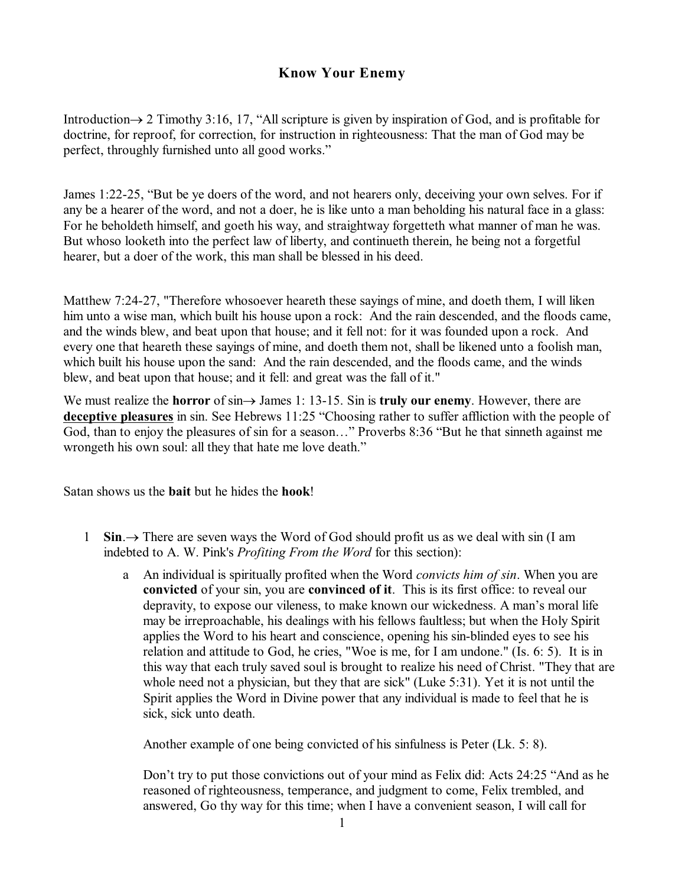# Know Your Enemy

Introduction→ 2 Timothy 3:16, 17, "All scripture is given by inspiration of God, and is profitable for doctrine, for reproof, for correction, for instruction in righteousness: That the man of God may be perfect, throughly furnished unto all good works."

James 1:22-25, "But be ye doers of the word, and not hearers only, deceiving your own selves. For if any be a hearer of the word, and not a doer, he is like unto a man beholding his natural face in a glass: For he beholdeth himself, and goeth his way, and straightway forgetteth what manner of man he was. But whoso looketh into the perfect law of liberty, and continueth therein, he being not a forgetful hearer, but a doer of the work, this man shall be blessed in his deed.

Matthew 7:24-27, "Therefore whosoever heareth these sayings of mine, and doeth them, I will liken him unto a wise man, which built his house upon a rock: And the rain descended, and the floods came, and the winds blew, and beat upon that house; and it fell not: for it was founded upon a rock. And every one that heareth these sayings of mine, and doeth them not, shall be likened unto a foolish man, which built his house upon the sand: And the rain descended, and the floods came, and the winds blew, and beat upon that house; and it fell: and great was the fall of it."

We must realize the **horror** of sin→ James 1: 13-15. Sin is **truly our enemy**. However, there are <u>**deceptive pleasures**</u> in sin. See Hebrews 11:25 "Choosing rather to suffer affliction with the people of God, than to enjoy the pleasures of sin for a season…" Proverbs 8:36 "But he that sinneth against me wrongeth his own soul: all they that hate me love death."

Satan shows us the **bait** but he hides the **hook**!

1. **Sin**.→ There are seven ways the Word of God should profit us as we deal with sin (I am indebted to A. W. Pink's *Profiting From the Word* for this section):

    a. An individual is spiritually profited when the Word *convicts him of sin*. When you are **convicted** of your sin, you are **convinced of it**. This is its first office: to reveal our depravity, to expose our vileness, to make known our wickedness. A man's moral life may be irreproachable, his dealings with his fellows faultless; but when the Holy Spirit applies the Word to his heart and conscience, opening his sin-blinded eyes to see his relation and attitude to God, he cries, "Woe is me, for I am undone." (Is. 6: 5). It is in this way that each truly saved soul is brought to realize his need of Christ. "They that are whole need not a physician, but they that are sick" (Luke 5:31). Yet it is not until the Spirit applies the Word in Divine power that any individual is made to feel that he is sick, sick unto death.

        Another example of one being convicted of his sinfulness is Peter (Lk. 5: 8).

        Don't try to put those convictions out of your mind as Felix did: Acts 24:25 "And as he reasoned of righteousness, temperance, and judgment to come, Felix trembled, and answered, Go thy way for this time; when I have a convenient season, I will call for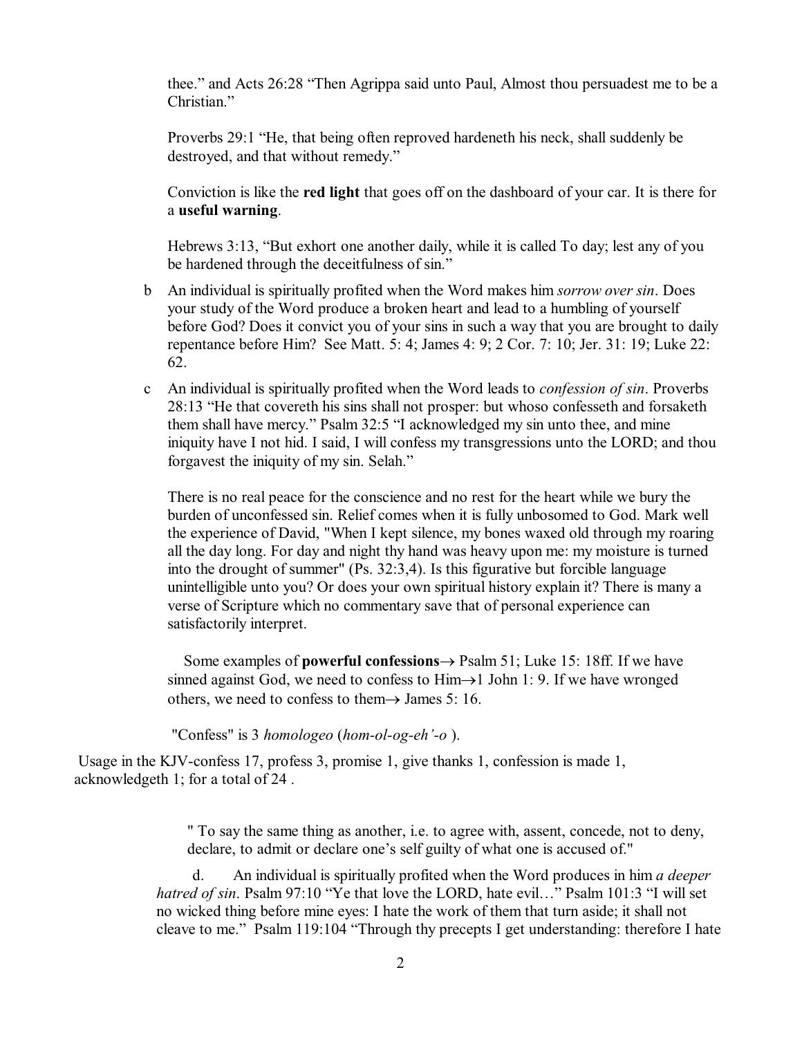thee." and Acts 26:28 "Then Agrippa said unto Paul, Almost thou persuadest me to be a Christian."

Proverbs 29:1 "He, that being often reproved hardeneth his neck, shall suddenly be destroyed, and that without remedy."

Conviction is like the **red light** that goes off on the dashboard of your car. It is there for a **useful warning**.

Hebrews 3:13, "But exhort one another daily, while it is called To day; lest any of you be hardened through the deceitfulness of sin."

b An individual is spiritually profited when the Word makes him *sorrow over sin*. Does your study of the Word produce a broken heart and lead to a humbling of yourself before God? Does it convict you of your sins in such a way that you are brought to daily repentance before Him? See Matt. 5: 4; James 4: 9; 2 Cor. 7: 10; Jer. 31: 19; Luke 22: 62.

c An individual is spiritually profited when the Word leads to *confession of sin*. Proverbs 28:13 "He that covereth his sins shall not prosper: but whoso confesseth and forsaketh them shall have mercy." Psalm 32:5 "I acknowledged my sin unto thee, and mine iniquity have I not hid. I said, I will confess my transgressions unto the LORD; and thou forgavest the iniquity of my sin. Selah."

There is no real peace for the conscience and no rest for the heart while we bury the burden of unconfessed sin. Relief comes when it is fully unbosomed to God. Mark well the experience of David, "When I kept silence, my bones waxed old through my roaring all the day long. For day and night thy hand was heavy upon me: my moisture is turned into the drought of summer" (Ps. 32:3,4). Is this figurative but forcible language unintelligible unto you? Or does your own spiritual history explain it? There is many a verse of Scripture which no commentary save that of personal experience can satisfactorily interpret.

Some examples of **powerful confessions**→ Psalm 51; Luke 15: 18ff. If we have sinned against God, we need to confess to Him→1 John 1: 9. If we have wronged others, we need to confess to them→ James 5: 16.

"Confess" is 3 *homologeo* (*hom-ol-og-eh'-o* ).

Usage in the KJV-confess 17, profess 3, promise 1, give thanks 1, confession is made 1, acknowledgeth 1; for a total of 24 .

" To say the same thing as another, i.e. to agree with, assent, concede, not to deny, declare, to admit or declare one's self guilty of what one is accused of."

d. An individual is spiritually profited when the Word produces in him *a deeper hatred of sin*. Psalm 97:10 "Ye that love the LORD, hate evil…" Psalm 101:3 "I will set no wicked thing before mine eyes: I hate the work of them that turn aside; it shall not cleave to me." Psalm 119:104 "Through thy precepts I get understanding: therefore I hate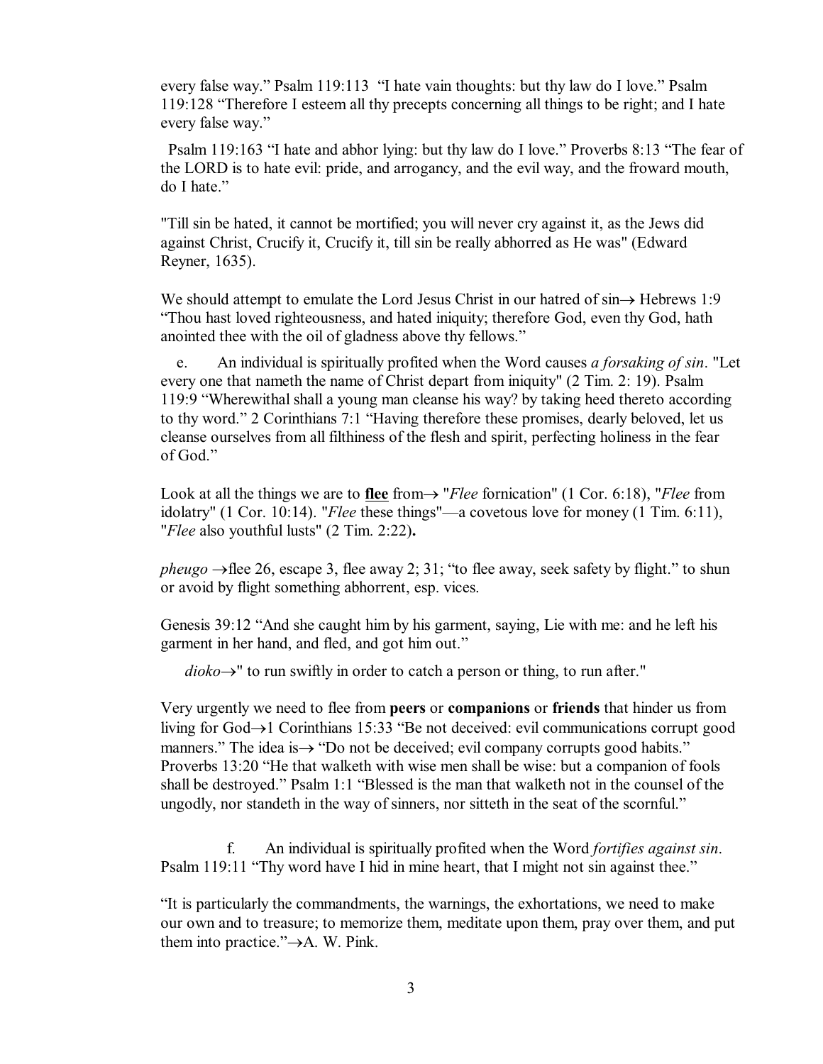every false way." Psalm 119:113 "I hate vain thoughts: but thy law do I love." Psalm 119:128 "Therefore I esteem all thy precepts concerning all things to be right; and I hate every false way."

Psalm 119:163 "I hate and abhor lying: but thy law do I love." Proverbs 8:13 "The fear of the LORD is to hate evil: pride, and arrogancy, and the evil way, and the froward mouth, do I hate."

"Till sin be hated, it cannot be mortified; you will never cry against it, as the Jews did against Christ, Crucify it, Crucify it, till sin be really abhorred as He was" (Edward Reyner, 1635).

We should attempt to emulate the Lord Jesus Christ in our hatred of sin→ Hebrews 1:9 "Thou hast loved righteousness, and hated iniquity; therefore God, even thy God, hath anointed thee with the oil of gladness above thy fellows."

e. An individual is spiritually profited when the Word causes *a forsaking of sin*. "Let every one that nameth the name of Christ depart from iniquity" (2 Tim. 2: 19). Psalm 119:9 "Wherewithal shall a young man cleanse his way? by taking heed thereto according to thy word." 2 Corinthians 7:1 "Having therefore these promises, dearly beloved, let us cleanse ourselves from all filthiness of the flesh and spirit, perfecting holiness in the fear of God."

Look at all the things we are to **flee** from→ "*Flee* fornication" (1 Cor. 6:18), "*Flee* from idolatry" (1 Cor. 10:14). "*Flee* these things"—a covetous love for money (1 Tim. 6:11), "*Flee* also youthful lusts" (2 Tim. 2:22)**.**

*pheugo* →flee 26, escape 3, flee away 2; 31; "to flee away, seek safety by flight." to shun or avoid by flight something abhorrent, esp. vices.

Genesis 39:12 "And she caught him by his garment, saying, Lie with me: and he left his garment in her hand, and fled, and got him out."

*dioko*→" to run swiftly in order to catch a person or thing, to run after."

Very urgently we need to flee from **peers** or **companions** or **friends** that hinder us from living for God→1 Corinthians 15:33 "Be not deceived: evil communications corrupt good manners." The idea is→ "Do not be deceived; evil company corrupts good habits." Proverbs 13:20 "He that walketh with wise men shall be wise: but a companion of fools shall be destroyed." Psalm 1:1 "Blessed is the man that walketh not in the counsel of the ungodly, nor standeth in the way of sinners, nor sitteth in the seat of the scornful."

f. An individual is spiritually profited when the Word *fortifies against sin*. Psalm 119:11 "Thy word have I hid in mine heart, that I might not sin against thee."

"It is particularly the commandments, the warnings, the exhortations, we need to make our own and to treasure; to memorize them, meditate upon them, pray over them, and put them into practice."→A. W. Pink.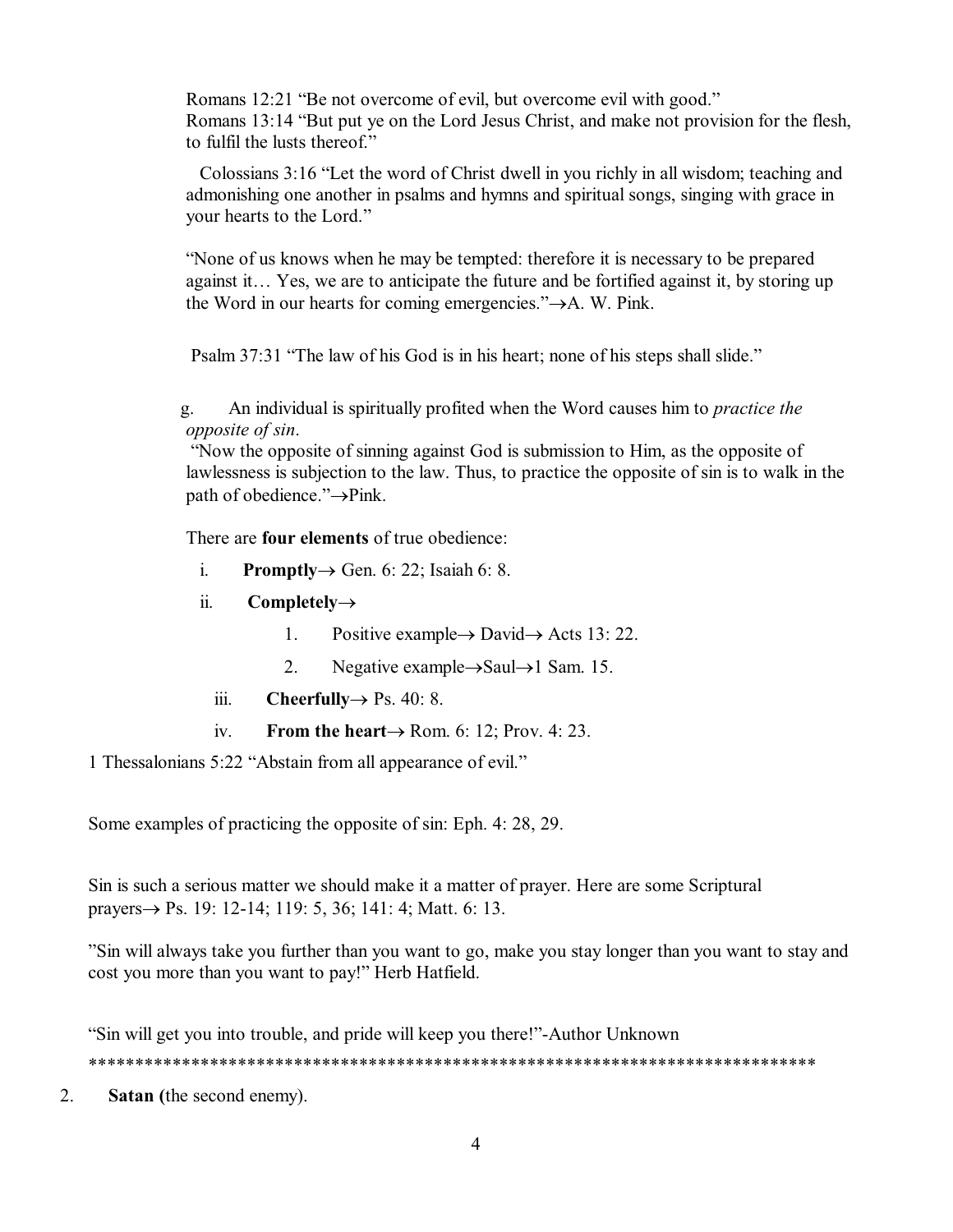Romans 12:21 “Be not overcome of evil, but overcome evil with good.”
Romans 13:14 “But put ye on the Lord Jesus Christ, and make not provision for the flesh, to fulfil the lusts thereof.”

Colossians 3:16 “Let the word of Christ dwell in you richly in all wisdom; teaching and admonishing one another in psalms and hymns and spiritual songs, singing with grace in your hearts to the Lord.”

“None of us knows when he may be tempted: therefore it is necessary to be prepared against it… Yes, we are to anticipate the future and be fortified against it, by storing up the Word in our hearts for coming emergencies.”→A. W. Pink.

Psalm 37:31 “The law of his God is in his heart; none of his steps shall slide.”

g. An individual is spiritually profited when the Word causes him to *practice the opposite of sin*.
“Now the opposite of sinning against God is submission to Him, as the opposite of lawlessness is subjection to the law. Thus, to practice the opposite of sin is to walk in the path of obedience.”→Pink.

There are **four elements** of true obedience:

i. **Promptly**→ Gen. 6: 22; Isaiah 6: 8.

ii. **Completely**→

1. Positive example→ David→ Acts 13: 22.
2. Negative example→Saul→1 Sam. 15.

iii. **Cheerfully**→ Ps. 40: 8.

iv. **From the heart**→ Rom. 6: 12; Prov. 4: 23.

1 Thessalonians 5:22 “Abstain from all appearance of evil.”

Some examples of practicing the opposite of sin: Eph. 4: 28, 29.

Sin is such a serious matter we should make it a matter of prayer. Here are some Scriptural prayers→ Ps. 19: 12-14; 119: 5, 36; 141: 4; Matt. 6: 13.

”Sin will always take you further than you want to go, make you stay longer than you want to stay and cost you more than you want to pay!” Herb Hatfield.

“Sin will get you into trouble, and pride will keep you there!”-Author Unknown

********************************************************************************

2. **Satan (**the second enemy).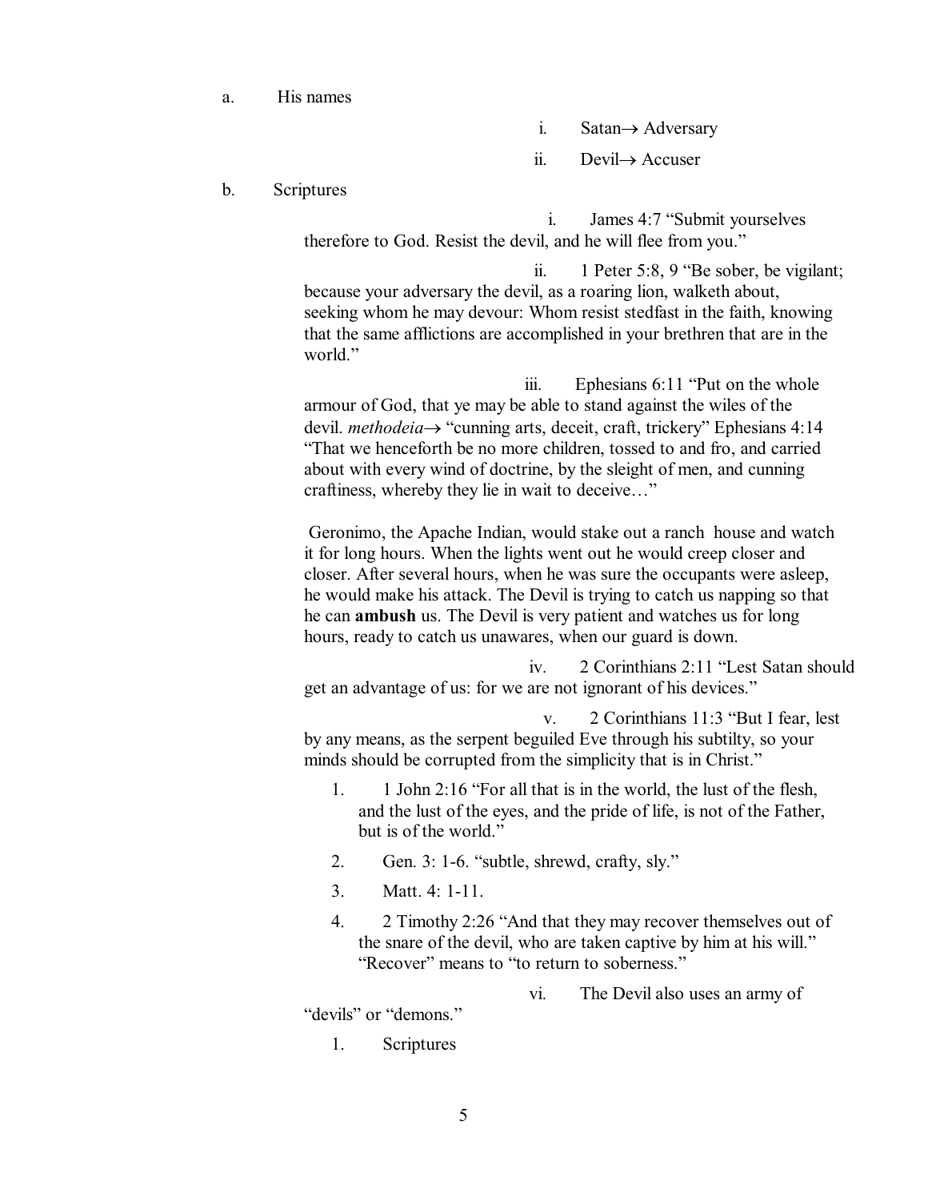a. His names

   i. Satan→ Adversary

   ii. Devil→ Accuser

b. Scriptures

   i. James 4:7 "Submit yourselves therefore to God. Resist the devil, and he will flee from you."

   ii. 1 Peter 5:8, 9 "Be sober, be vigilant; because your adversary the devil, as a roaring lion, walketh about, seeking whom he may devour: Whom resist stedfast in the faith, knowing that the same afflictions are accomplished in your brethren that are in the world."

   iii. Ephesians 6:11 "Put on the whole armour of God, that ye may be able to stand against the wiles of the devil. *methodeia*→ "cunning arts, deceit, craft, trickery" Ephesians 4:14 "That we henceforth be no more children, tossed to and fro, and carried about with every wind of doctrine, by the sleight of men, and cunning craftiness, whereby they lie in wait to deceive…"

   Geronimo, the Apache Indian, would stake out a ranch house and watch it for long hours. When the lights went out he would creep closer and closer. After several hours, when he was sure the occupants were asleep, he would make his attack. The Devil is trying to catch us napping so that he can **ambush** us. The Devil is very patient and watches us for long hours, ready to catch us unawares, when our guard is down.

   iv. 2 Corinthians 2:11 "Lest Satan should get an advantage of us: for we are not ignorant of his devices."

   v. 2 Corinthians 11:3 "But I fear, lest by any means, as the serpent beguiled Eve through his subtilty, so your minds should be corrupted from the simplicity that is in Christ."

      1. 1 John 2:16 "For all that is in the world, the lust of the flesh, and the lust of the eyes, and the pride of life, is not of the Father, but is of the world."
      2. Gen. 3: 1-6. "subtle, shrewd, crafty, sly."
      3. Matt. 4: 1-11.
      4. 2 Timothy 2:26 "And that they may recover themselves out of the snare of the devil, who are taken captive by him at his will." "Recover" means to "to return to soberness."

   vi. The Devil also uses an army of "devils" or "demons."

      1. Scriptures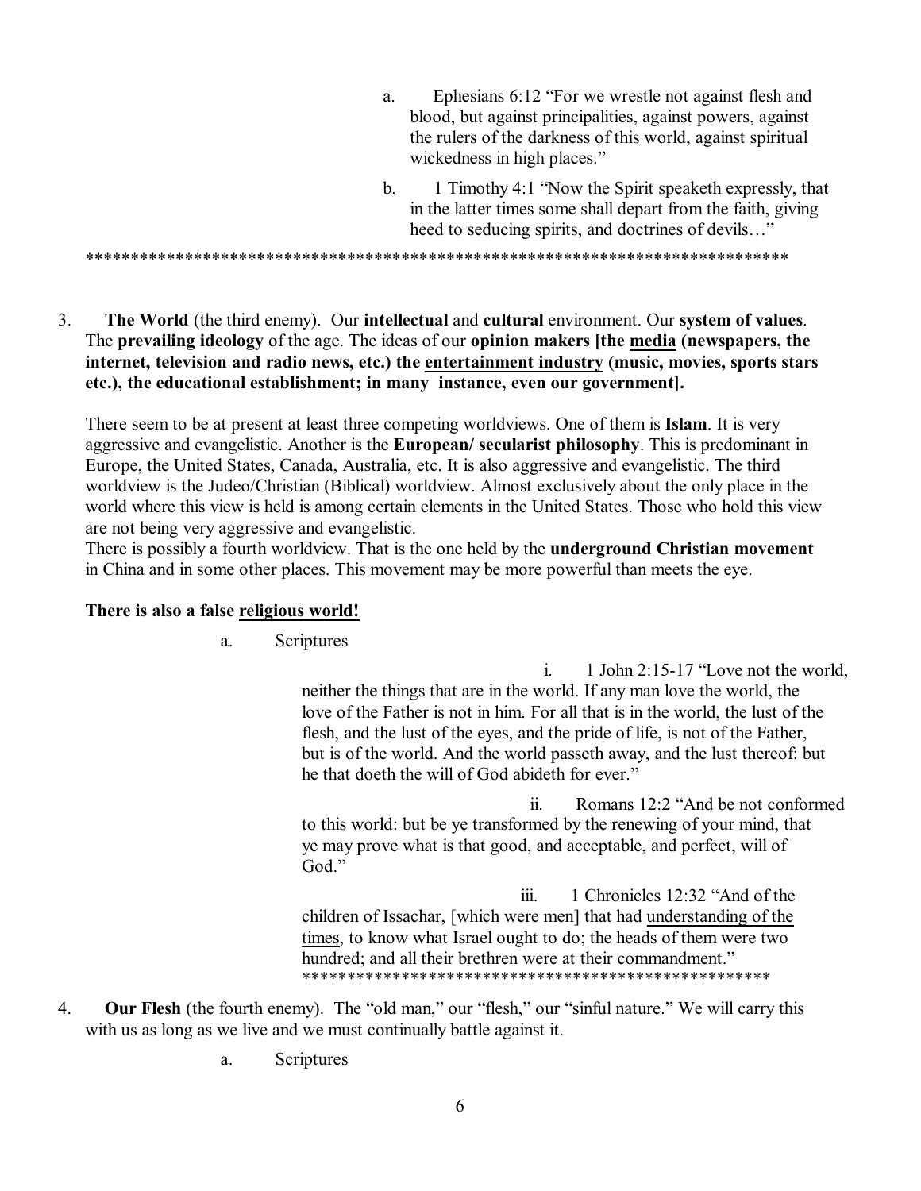a. Ephesians 6:12 “For we wrestle not against flesh and blood, but against principalities, against powers, against the rulers of the darkness of this world, against spiritual wickedness in high places.”

b. 1 Timothy 4:1 “Now the Spirit speaketh expressly, that in the latter times some shall depart from the faith, giving heed to seducing spirits, and doctrines of devils…”

*******************************************************************************

3. **The World** (the third enemy). Our **intellectual** and **cultural** environment. Our **system of values**. The **prevailing ideology** of the age. The ideas of our **opinion makers [the <u>media</u> (newspapers, the internet, television and radio news, etc.) the <u>entertainment industry</u> (music, movies, sports stars etc.), the educational establishment; in many instance, even our government].**

There seem to be at present at least three competing worldviews. One of them is **Islam**. It is very aggressive and evangelistic. Another is the **European/ secularist philosophy**. This is predominant in Europe, the United States, Canada, Australia, etc. It is also aggressive and evangelistic. The third worldview is the Judeo/Christian (Biblical) worldview. Almost exclusively about the only place in the world where this view is held is among certain elements in the United States. Those who hold this view are not being very aggressive and evangelistic.

There is possibly a fourth worldview. That is the one held by the **underground Christian movement** in China and in some other places. This movement may be more powerful than meets the eye.

**There is also a false <u>religious world</u>!**

a. Scriptures

i. 1 John 2:15-17 “Love not the world, neither the things that are in the world. If any man love the world, the love of the Father is not in him. For all that is in the world, the lust of the flesh, and the lust of the eyes, and the pride of life, is not of the Father, but is of the world. And the world passeth away, and the lust thereof: but he that doeth the will of God abideth for ever.”

ii. Romans 12:2 “And be not conformed to this world: but be ye transformed by the renewing of your mind, that ye may prove what is that good, and acceptable, and perfect, will of God.”

iii. 1 Chronicles 12:32 “And of the children of Issachar, [which were men] that had <u>understanding of the times</u>, to know what Israel ought to do; the heads of them were two hundred; and all their brethren were at their commandment.”

****************************************************

4. **Our Flesh** (the fourth enemy). The “old man,” our “flesh,” our “sinful nature.” We will carry this with us as long as we live and we must continually battle against it.

a. Scriptures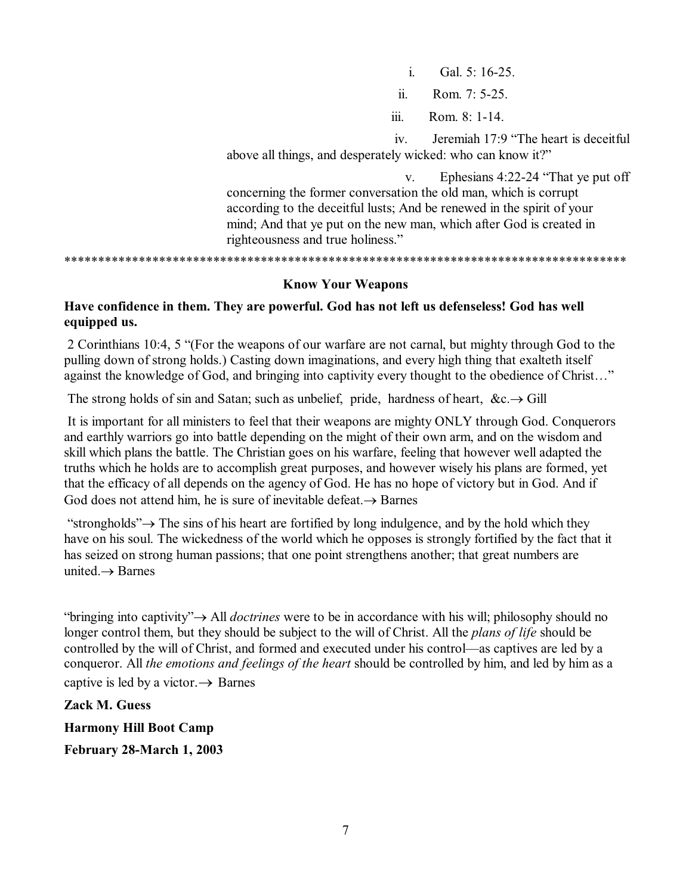i. Gal. 5: 16-25.

ii. Rom. 7: 5-25.

iii. Rom. 8: 1-14.

iv. Jeremiah 17:9 "The heart is deceitful above all things, and desperately wicked: who can know it?"

v. Ephesians 4:22-24 "That ye put off concerning the former conversation the old man, which is corrupt according to the deceitful lusts; And be renewed in the spirit of your mind; And that ye put on the new man, which after God is created in righteousness and true holiness."

************************************************************************************

**Know Your Weapons**

**Have confidence in them. They are powerful. God has not left us defenseless! God has well equipped us.**

2 Corinthians 10:4, 5 "(For the weapons of our warfare are not carnal, but mighty through God to the pulling down of strong holds.) Casting down imaginations, and every high thing that exalteth itself against the knowledge of God, and bringing into captivity every thought to the obedience of Christ…"

The strong holds of sin and Satan; such as unbelief, pride, hardness of heart, &c.→ Gill

It is important for all ministers to feel that their weapons are mighty ONLY through God. Conquerors and earthly warriors go into battle depending on the might of their own arm, and on the wisdom and skill which plans the battle. The Christian goes on his warfare, feeling that however well adapted the truths which he holds are to accomplish great purposes, and however wisely his plans are formed, yet that the efficacy of all depends on the agency of God. He has no hope of victory but in God. And if God does not attend him, he is sure of inevitable defeat.→ Barnes

"strongholds"→ The sins of his heart are fortified by long indulgence, and by the hold which they have on his soul. The wickedness of the world which he opposes is strongly fortified by the fact that it has seized on strong human passions; that one point strengthens another; that great numbers are united.→ Barnes

"bringing into captivity"→ All *doctrines* were to be in accordance with his will; philosophy should no longer control them, but they should be subject to the will of Christ. All the *plans of life* should be controlled by the will of Christ, and formed and executed under his control—as captives are led by a conqueror. All *the emotions and feelings of the heart* should be controlled by him, and led by him as a captive is led by a victor.→ Barnes

**Zack M. Guess**

**Harmony Hill Boot Camp**

**February 28-March 1, 2003**